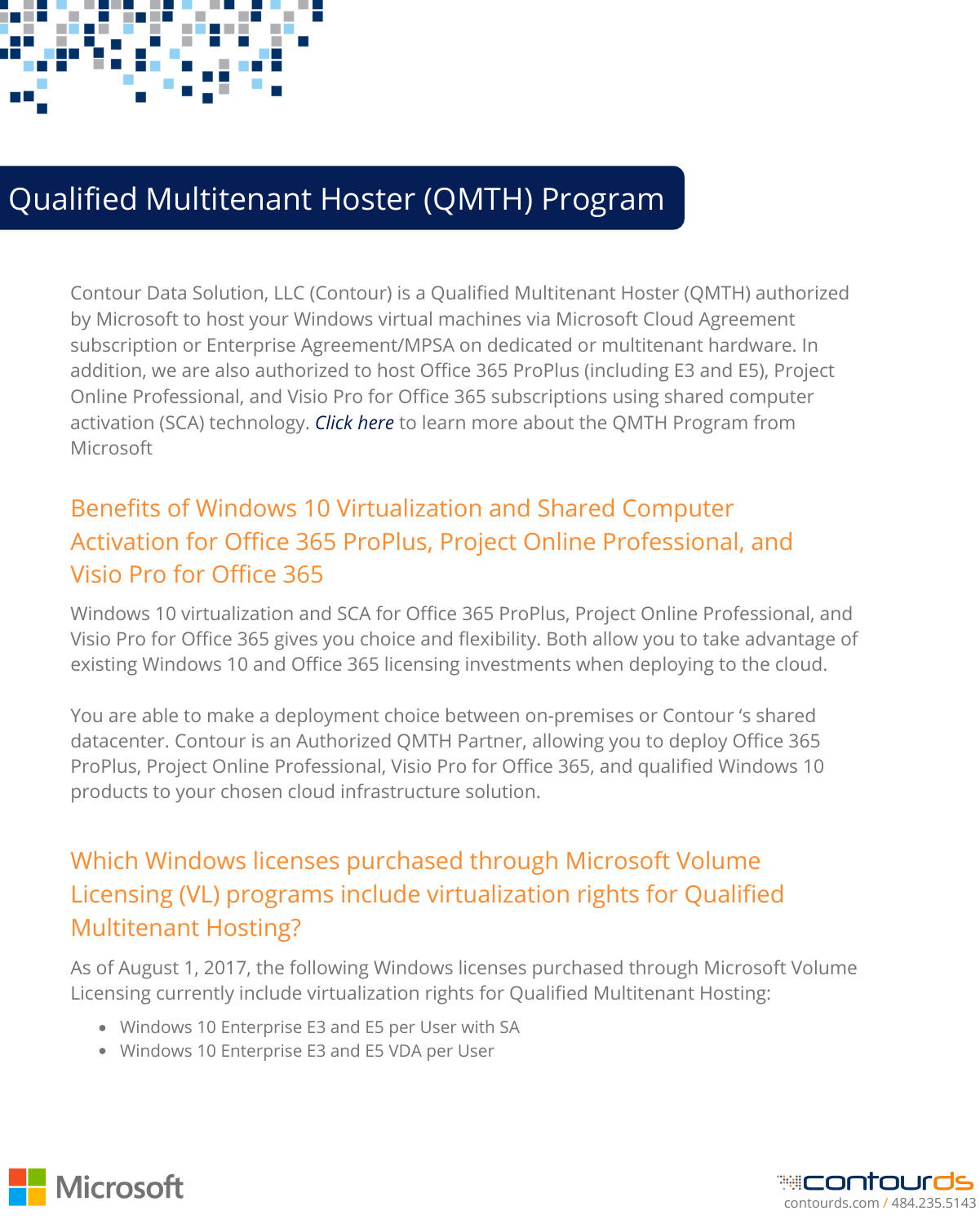# Qualified Multitenant Hoster (QMTH) Program

Contour Data Solution, LLC (Contour) is a Qualified Multitenant Hoster (QMTH) authorized by Microsoft to host your Windows virtual machines via Microsoft Cloud Agreement subscription or Enterprise Agreement/MPSA on dedicated or multitenant hardware. In addition, we are also authorized to host Office 365 ProPlus (including E3 and E5), Project Online Professional, and Visio Pro for Office 365 subscriptions using shared computer activation (SCA) technology. *Click here* to learn more about the QMTH Program from Microsoft

## Benefits of Windows 10 Virtualization and Shared Computer Activation for Office 365 ProPlus, Project Online Professional, and Visio Pro for Office 365

Windows 10 virtualization and SCA for Office 365 ProPlus, Project Online Professional, and Visio Pro for Office 365 gives you choice and flexibility. Both allow you to take advantage of existing Windows 10 and Office 365 licensing investments when deploying to the cloud.

You are able to make a deployment choice between on-premises or Contour 's shared datacenter. Contour is an Authorized QMTH Partner, allowing you to deploy Office 365 ProPlus, Project Online Professional, Visio Pro for Office 365, and qualified Windows 10 products to your chosen cloud infrastructure solution.

## Which Windows licenses purchased through Microsoft Volume Licensing (VL) programs include virtualization rights for Qualified Multitenant Hosting?

As of August 1, 2017, the following Windows licenses purchased through Microsoft Volume Licensing currently include virtualization rights for Qualified Multitenant Hosting:

- Windows 10 Enterprise E3 and E5 per User with SA
- Windows 10 Enterprise E3 and E5 VDA per User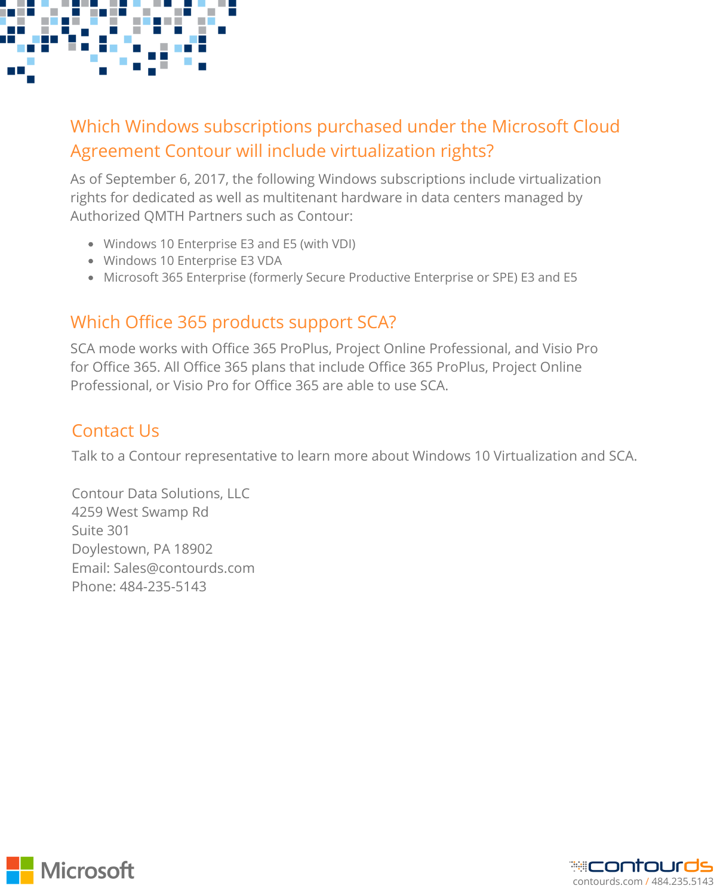## Which Windows subscriptions purchased under the Microsoft Cloud Agreement Contour will include virtualization rights?

As of September 6, 2017, the following Windows subscriptions include virtualization rights for dedicated as well as multitenant hardware in data centers managed by Authorized QMTH Partners such as Contour:

- Windows 10 Enterprise E3 and E5 (with VDI)
- Windows 10 Enterprise E3 VDA
- Microsoft 365 Enterprise (formerly Secure Productive Enterprise or SPE) E3 and E5

## Which Office 365 products support SCA?

SCA mode works with Office 365 ProPlus, Project Online Professional, and Visio Pro for Office 365. All Office 365 plans that include Office 365 ProPlus, Project Online Professional, or Visio Pro for Office 365 are able to use SCA.

## Contact Us

Talk to a Contour representative to learn more about Windows 10 Virtualization and SCA.

Contour Data Solutions, LLC
4259 West Swamp Rd
Suite 301
Doylestown, PA 18902
Email: Sales@contourds.com
Phone: 484-235-5143